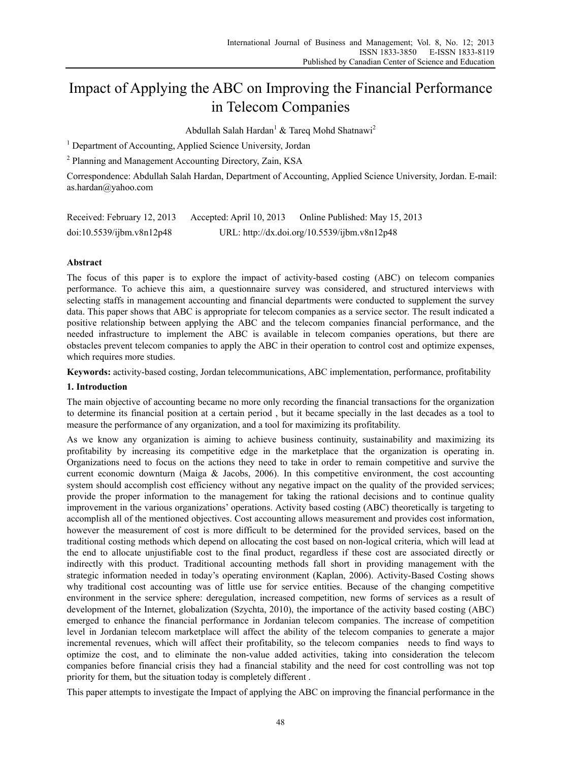# Impact of Applying the ABC on Improving the Financial Performance in Telecom Companies

Abdullah Salah Hardan[1] & Tareq Mohd Shatnawi[2]

[1] Department of Accounting, Applied Science University, Jordan

[2] Planning and Management Accounting Directory, Zain, KSA

Correspondence: Abdullah Salah Hardan, Department of Accounting, Applied Science University, Jordan. E-mail: as.hardan@yahoo.com

Received: February 12, 2013 Accepted: April 10, 2013 Online Published: May 15, 2013

doi:10.5539/ijbm.v8n12p48 URL: http://dx.doi.org/10.5539/ijbm.v8n12p48

## Abstract

The focus of this paper is to explore the impact of activity-based costing (ABC) on telecom companies performance. To achieve this aim, a questionnaire survey was considered, and structured interviews with selecting staffs in management accounting and financial departments were conducted to supplement the survey data. This paper shows that ABC is appropriate for telecom companies as a service sector. The result indicated a positive relationship between applying the ABC and the telecom companies financial performance, and the needed infrastructure to implement the ABC is available in telecom companies operations, but there are obstacles prevent telecom companies to apply the ABC in their operation to control cost and optimize expenses, which requires more studies.

**Keywords:** activity-based costing, Jordan telecommunications, ABC implementation, performance, profitability

## 1. Introduction

The main objective of accounting became no more only recording the financial transactions for the organization to determine its financial position at a certain period , but it became specially in the last decades as a tool to measure the performance of any organization, and a tool for maximizing its profitability.

As we know any organization is aiming to achieve business continuity, sustainability and maximizing its profitability by increasing its competitive edge in the marketplace that the organization is operating in. Organizations need to focus on the actions they need to take in order to remain competitive and survive the current economic downturn (Maiga & Jacobs, 2006). In this competitive environment, the cost accounting system should accomplish cost efficiency without any negative impact on the quality of the provided services; provide the proper information to the management for taking the rational decisions and to continue quality improvement in the various organizations' operations. Activity based costing (ABC) theoretically is targeting to accomplish all of the mentioned objectives. Cost accounting allows measurement and provides cost information, however the measurement of cost is more difficult to be determined for the provided services, based on the traditional costing methods which depend on allocating the cost based on non-logical criteria, which will lead at the end to allocate unjustifiable cost to the final product, regardless if these cost are associated directly or indirectly with this product. Traditional accounting methods fall short in providing management with the strategic information needed in today's operating environment (Kaplan, 2006). Activity-Based Costing shows why traditional cost accounting was of little use for service entities. Because of the changing competitive environment in the service sphere: deregulation, increased competition, new forms of services as a result of development of the Internet, globalization (Szychta, 2010), the importance of the activity based costing (ABC) emerged to enhance the financial performance in Jordanian telecom companies. The increase of competition level in Jordanian telecom marketplace will affect the ability of the telecom companies to generate a major incremental revenues, which will affect their profitability, so the telecom companies needs to find ways to optimize the cost, and to eliminate the non-value added activities, taking into consideration the telecom companies before financial crisis they had a financial stability and the need for cost controlling was not top priority for them, but the situation today is completely different .

This paper attempts to investigate the Impact of applying the ABC on improving the financial performance in the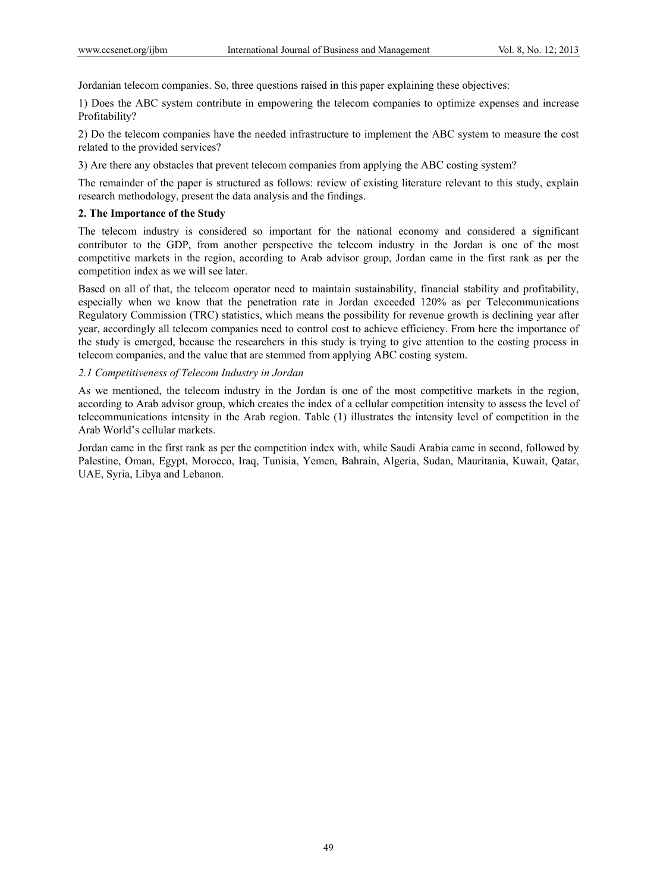Jordanian telecom companies. So, three questions raised in this paper explaining these objectives:

1) Does the ABC system contribute in empowering the telecom companies to optimize expenses and increase Profitability?

2) Do the telecom companies have the needed infrastructure to implement the ABC system to measure the cost related to the provided services?

3) Are there any obstacles that prevent telecom companies from applying the ABC costing system?

The remainder of the paper is structured as follows: review of existing literature relevant to this study, explain research methodology, present the data analysis and the findings.

## 2. The Importance of the Study

The telecom industry is considered so important for the national economy and considered a significant contributor to the GDP, from another perspective the telecom industry in the Jordan is one of the most competitive markets in the region, according to Arab advisor group, Jordan came in the first rank as per the competition index as we will see later.

Based on all of that, the telecom operator need to maintain sustainability, financial stability and profitability, especially when we know that the penetration rate in Jordan exceeded 120% as per Telecommunications Regulatory Commission (TRC) statistics, which means the possibility for revenue growth is declining year after year, accordingly all telecom companies need to control cost to achieve efficiency. From here the importance of the study is emerged, because the researchers in this study is trying to give attention to the costing process in telecom companies, and the value that are stemmed from applying ABC costing system.

### *2.1 Competitiveness of Telecom Industry in Jordan*

As we mentioned, the telecom industry in the Jordan is one of the most competitive markets in the region, according to Arab advisor group, which creates the index of a cellular competition intensity to assess the level of telecommunications intensity in the Arab region. Table (1) illustrates the intensity level of competition in the Arab World's cellular markets.

Jordan came in the first rank as per the competition index with, while Saudi Arabia came in second, followed by Palestine, Oman, Egypt, Morocco, Iraq, Tunisia, Yemen, Bahrain, Algeria, Sudan, Mauritania, Kuwait, Qatar, UAE, Syria, Libya and Lebanon.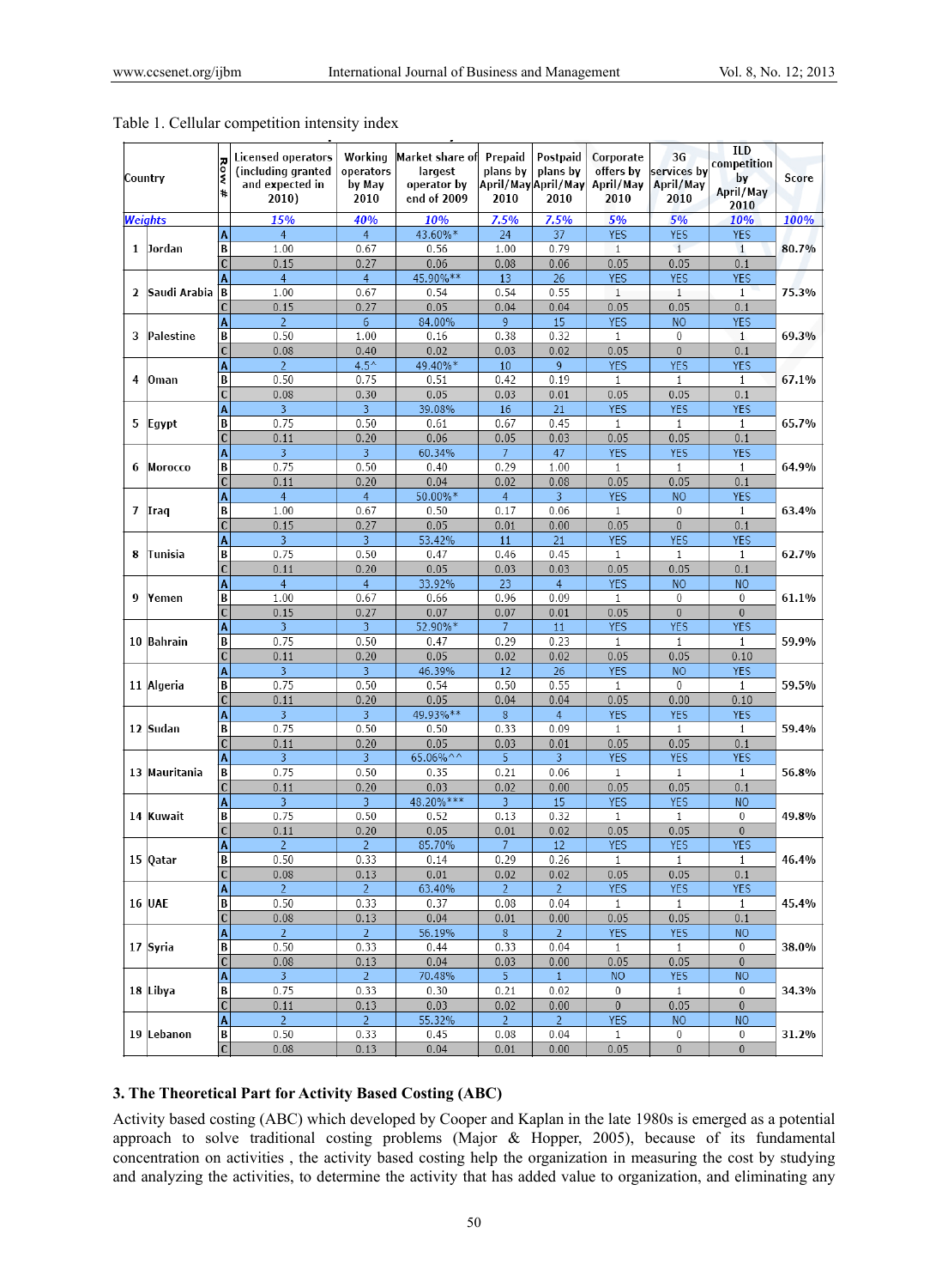Table 1. Cellular competition intensity index

| Country | Row # | Licensed operators (including granted and expected in 2010) | Working operators by May 2010 | Market share of largest operator by end of 2009 | Prepaid plans by April/May 2010 | Postpaid plans by April/May 2010 | Corporate offers by April/May 2010 | 3G services by April/May 2010 | ILD competition by April/May 2010 | Score |
|---|---|---|---|---|---|---|---|---|---|---|
| *Weights* | | *15%* | *40%* | *10%* | *7.5%* | *7.5%* | *5%* | *5%* | *10%* | *100%* |
| 1 Jordan | A | 4 | 4 | 43.60%* | 24 | 37 | YES | YES | YES | 80.7% |
| | B | 1.00 | 0.67 | 0.56 | 1.00 | 0.79 | 1 | 1 | 1 | |
| | C | 0.15 | 0.27 | 0.06 | 0.08 | 0.06 | 0.05 | 0.05 | 0.1 | |
| 2 Saudi Arabia | A | 4 | 4 | 45.90%** | 13 | 26 | YES | YES | YES | 75.3% |
| | B | 1.00 | 0.67 | 0.54 | 0.54 | 0.55 | 1 | 1 | 1 | |
| | C | 0.15 | 0.27 | 0.05 | 0.04 | 0.04 | 0.05 | 0.05 | 0.1 | |
| 3 Palestine | A | 2 | 6 | 84.00% | 9 | 15 | YES | NO | YES | 69.3% |
| | B | 0.50 | 1.00 | 0.16 | 0.38 | 0.32 | 1 | 0 | 1 | |
| | C | 0.08 | 0.40 | 0.02 | 0.03 | 0.02 | 0.05 | 0 | 0.1 | |
| 4 Oman | A | 2 | 4.5^ | 49.40%* | 10 | 9 | YES | YES | YES | 67.1% |
| | B | 0.50 | 0.75 | 0.51 | 0.42 | 0.19 | 1 | 1 | 1 | |
| | C | 0.08 | 0.30 | 0.05 | 0.03 | 0.01 | 0.05 | 0.05 | 0.1 | |
| 5 Egypt | A | 3 | 3 | 39.08% | 16 | 21 | YES | YES | YES | 65.7% |
| | B | 0.75 | 0.50 | 0.61 | 0.67 | 0.45 | 1 | 1 | 1 | |
| | C | 0.11 | 0.20 | 0.06 | 0.05 | 0.03 | 0.05 | 0.05 | 0.1 | |
| 6 Morocco | A | 3 | 3 | 60.34% | 7 | 47 | YES | YES | YES | 64.9% |
| | B | 0.75 | 0.50 | 0.40 | 0.29 | 1.00 | 1 | 1 | 1 | |
| | C | 0.11 | 0.20 | 0.04 | 0.02 | 0.08 | 0.05 | 0.05 | 0.1 | |
| 7 Iraq | A | 4 | 4 | 50.00%* | 4 | 3 | YES | NO | YES | 63.4% |
| | B | 1.00 | 0.67 | 0.50 | 0.17 | 0.06 | 1 | 0 | 1 | |
| | C | 0.15 | 0.27 | 0.05 | 0.01 | 0.00 | 0.05 | 0 | 0.1 | |
| 8 Tunisia | A | 3 | 3 | 53.42% | 11 | 21 | YES | YES | YES | 62.7% |
| | B | 0.75 | 0.50 | 0.47 | 0.46 | 0.45 | 1 | 1 | 1 | |
| | C | 0.11 | 0.20 | 0.05 | 0.03 | 0.03 | 0.05 | 0.05 | 0.1 | |
| 9 Yemen | A | 4 | 4 | 33.92% | 23 | 4 | YES | NO | NO | 61.1% |
| | B | 1.00 | 0.67 | 0.66 | 0.96 | 0.09 | 1 | 0 | 0 | |
| | C | 0.15 | 0.27 | 0.07 | 0.07 | 0.01 | 0.05 | 0 | 0 | |
| 10 Bahrain | A | 3 | 3 | 52.90%* | 7 | 11 | YES | YES | YES | 59.9% |
| | B | 0.75 | 0.50 | 0.47 | 0.29 | 0.23 | 1 | 1 | 1 | |
| | C | 0.11 | 0.20 | 0.05 | 0.02 | 0.02 | 0.05 | 0.05 | 0.10 | |
| 11 Algeria | A | 3 | 3 | 46.39% | 12 | 26 | YES | NO | YES | 59.5% |
| | B | 0.75 | 0.50 | 0.54 | 0.50 | 0.55 | 1 | 0 | 1 | |
| | C | 0.11 | 0.20 | 0.05 | 0.04 | 0.04 | 0.05 | 0.00 | 0.10 | |
| 12 Sudan | A | 3 | 3 | 49.93%** | 8 | 4 | YES | YES | YES | 59.4% |
| | B | 0.75 | 0.50 | 0.50 | 0.33 | 0.09 | 1 | 1 | 1 | |
| | C | 0.11 | 0.20 | 0.05 | 0.03 | 0.01 | 0.05 | 0.05 | 0.1 | |
| 13 Mauritania | A | 3 | 3 | 65.06%^^ | 5 | 3 | YES | YES | YES | 56.8% |
| | B | 0.75 | 0.50 | 0.35 | 0.21 | 0.06 | 1 | 1 | 1 | |
| | C | 0.11 | 0.20 | 0.03 | 0.02 | 0.00 | 0.05 | 0.05 | 0.1 | |
| 14 Kuwait | A | 3 | 3 | 48.20%*** | 3 | 15 | YES | YES | NO | 49.8% |
| | B | 0.75 | 0.50 | 0.52 | 0.13 | 0.32 | 1 | 1 | 0 | |
| | C | 0.11 | 0.20 | 0.05 | 0.01 | 0.02 | 0.05 | 0.05 | 0 | |
| 15 Qatar | A | 2 | 2 | 85.70% | 7 | 12 | YES | YES | YES | 46.4% |
| | B | 0.50 | 0.33 | 0.14 | 0.29 | 0.26 | 1 | 1 | 1 | |
| | C | 0.08 | 0.13 | 0.01 | 0.02 | 0.02 | 0.05 | 0.05 | 0.1 | |
| 16 UAE | A | 2 | 2 | 63.40% | 2 | 2 | YES | YES | YES | 45.4% |
| | B | 0.50 | 0.33 | 0.37 | 0.08 | 0.04 | 1 | 1 | 1 | |
| | C | 0.08 | 0.13 | 0.04 | 0.01 | 0.00 | 0.05 | 0.05 | 0.1 | |
| 17 Syria | A | 2 | 2 | 56.19% | 8 | 2 | YES | YES | NO | 38.0% |
| | B | 0.50 | 0.33 | 0.44 | 0.33 | 0.04 | 1 | 1 | 0 | |
| | C | 0.08 | 0.13 | 0.04 | 0.03 | 0.00 | 0.05 | 0.05 | 0 | |
| 18 Libya | A | 3 | 2 | 70.48% | 5 | 1 | NO | YES | NO | 34.3% |
| | B | 0.75 | 0.33 | 0.30 | 0.21 | 0.02 | 0 | 1 | 0 | |
| | C | 0.11 | 0.13 | 0.03 | 0.02 | 0.00 | 0 | 0.05 | 0 | |
| 19 Lebanon | A | 2 | 2 | 55.32% | 2 | 2 | YES | NO | NO | 31.2% |
| | B | 0.50 | 0.33 | 0.45 | 0.08 | 0.04 | 1 | 0 | 0 | |
| | C | 0.08 | 0.13 | 0.04 | 0.01 | 0.00 | 0.05 | 0 | 0 | |

### 3. The Theoretical Part for Activity Based Costing (ABC)

Activity based costing (ABC) which developed by Cooper and Kaplan in the late 1980s is emerged as a potential approach to solve traditional costing problems (Major & Hopper, 2005), because of its fundamental concentration on activities , the activity based costing help the organization in measuring the cost by studying and analyzing the activities, to determine the activity that has added value to organization, and eliminating any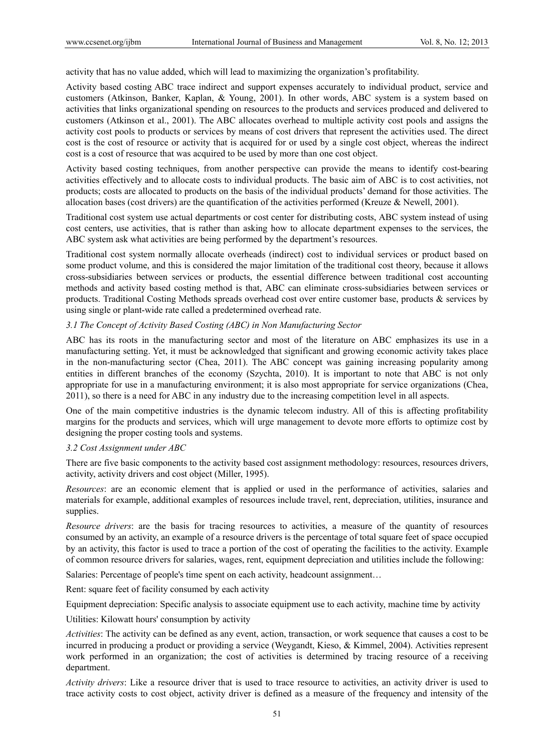activity that has no value added, which will lead to maximizing the organization's profitability.

Activity based costing ABC trace indirect and support expenses accurately to individual product, service and customers (Atkinson, Banker, Kaplan, & Young, 2001). In other words, ABC system is a system based on activities that links organizational spending on resources to the products and services produced and delivered to customers (Atkinson et al., 2001). The ABC allocates overhead to multiple activity cost pools and assigns the activity cost pools to products or services by means of cost drivers that represent the activities used. The direct cost is the cost of resource or activity that is acquired for or used by a single cost object, whereas the indirect cost is a cost of resource that was acquired to be used by more than one cost object.

Activity based costing techniques, from another perspective can provide the means to identify cost-bearing activities effectively and to allocate costs to individual products. The basic aim of ABC is to cost activities, not products; costs are allocated to products on the basis of the individual products' demand for those activities. The allocation bases (cost drivers) are the quantification of the activities performed (Kreuze & Newell, 2001).

Traditional cost system use actual departments or cost center for distributing costs, ABC system instead of using cost centers, use activities, that is rather than asking how to allocate department expenses to the services, the ABC system ask what activities are being performed by the department's resources.

Traditional cost system normally allocate overheads (indirect) cost to individual services or product based on some product volume, and this is considered the major limitation of the traditional cost theory, because it allows cross-subsidiaries between services or products, the essential difference between traditional cost accounting methods and activity based costing method is that, ABC can eliminate cross-subsidiaries between services or products. Traditional Costing Methods spreads overhead cost over entire customer base, products & services by using single or plant-wide rate called a predetermined overhead rate.

### *3.1 The Concept of Activity Based Costing (ABC) in Non Manufacturing Sector*

ABC has its roots in the manufacturing sector and most of the literature on ABC emphasizes its use in a manufacturing setting. Yet, it must be acknowledged that significant and growing economic activity takes place in the non-manufacturing sector (Chea, 2011). The ABC concept was gaining increasing popularity among entities in different branches of the economy (Szychta, 2010). It is important to note that ABC is not only appropriate for use in a manufacturing environment; it is also most appropriate for service organizations (Chea, 2011), so there is a need for ABC in any industry due to the increasing competition level in all aspects.

One of the main competitive industries is the dynamic telecom industry. All of this is affecting profitability margins for the products and services, which will urge management to devote more efforts to optimize cost by designing the proper costing tools and systems.

### *3.2 Cost Assignment under ABC*

There are five basic components to the activity based cost assignment methodology: resources, resources drivers, activity, activity drivers and cost object (Miller, 1995).

*Resources*: are an economic element that is applied or used in the performance of activities, salaries and materials for example, additional examples of resources include travel, rent, depreciation, utilities, insurance and supplies.

*Resource drivers*: are the basis for tracing resources to activities, a measure of the quantity of resources consumed by an activity, an example of a resource drivers is the percentage of total square feet of space occupied by an activity, this factor is used to trace a portion of the cost of operating the facilities to the activity. Example of common resource drivers for salaries, wages, rent, equipment depreciation and utilities include the following:

Salaries: Percentage of people's time spent on each activity, headcount assignment…

Rent: square feet of facility consumed by each activity

Equipment depreciation: Specific analysis to associate equipment use to each activity, machine time by activity

Utilities: Kilowatt hours' consumption by activity

*Activities*: The activity can be defined as any event, action, transaction, or work sequence that causes a cost to be incurred in producing a product or providing a service (Weygandt, Kieso, & Kimmel, 2004). Activities represent work performed in an organization; the cost of activities is determined by tracing resource of a receiving department.

*Activity drivers*: Like a resource driver that is used to trace resource to activities, an activity driver is used to trace activity costs to cost object, activity driver is defined as a measure of the frequency and intensity of the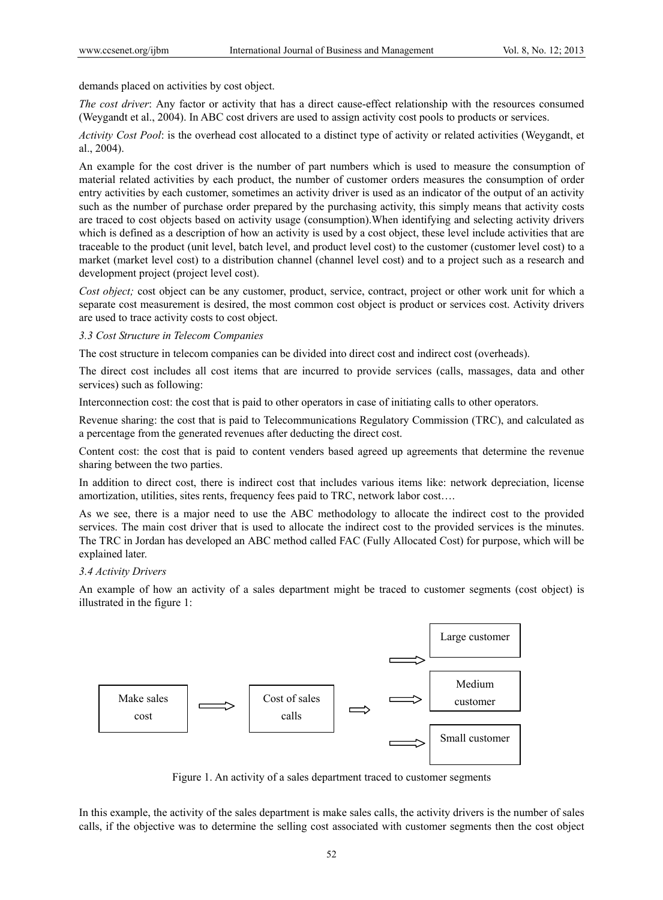demands placed on activities by cost object.

*The cost driver*: Any factor or activity that has a direct cause-effect relationship with the resources consumed (Weygandt et al., 2004). In ABC cost drivers are used to assign activity cost pools to products or services.

*Activity Cost Pool*: is the overhead cost allocated to a distinct type of activity or related activities (Weygandt, et al., 2004).

An example for the cost driver is the number of part numbers which is used to measure the consumption of material related activities by each product, the number of customer orders measures the consumption of order entry activities by each customer, sometimes an activity driver is used as an indicator of the output of an activity such as the number of purchase order prepared by the purchasing activity, this simply means that activity costs are traced to cost objects based on activity usage (consumption).When identifying and selecting activity drivers which is defined as a description of how an activity is used by a cost object, these level include activities that are traceable to the product (unit level, batch level, and product level cost) to the customer (customer level cost) to a market (market level cost) to a distribution channel (channel level cost) and to a project such as a research and development project (project level cost).

*Cost object;* cost object can be any customer, product, service, contract, project or other work unit for which a separate cost measurement is desired, the most common cost object is product or services cost. Activity drivers are used to trace activity costs to cost object.

### *3.3 Cost Structure in Telecom Companies*

The cost structure in telecom companies can be divided into direct cost and indirect cost (overheads).

The direct cost includes all cost items that are incurred to provide services (calls, massages, data and other services) such as following:

Interconnection cost: the cost that is paid to other operators in case of initiating calls to other operators.

Revenue sharing: the cost that is paid to Telecommunications Regulatory Commission (TRC), and calculated as a percentage from the generated revenues after deducting the direct cost.

Content cost: the cost that is paid to content venders based agreed up agreements that determine the revenue sharing between the two parties.

In addition to direct cost, there is indirect cost that includes various items like: network depreciation, license amortization, utilities, sites rents, frequency fees paid to TRC, network labor cost….

As we see, there is a major need to use the ABC methodology to allocate the indirect cost to the provided services. The main cost driver that is used to allocate the indirect cost to the provided services is the minutes. The TRC in Jordan has developed an ABC method called FAC (Fully Allocated Cost) for purpose, which will be explained later.

### *3.4 Activity Drivers*

An example of how an activity of a sales department might be traced to customer segments (cost object) is illustrated in the figure 1:

Make sales cost

Cost of sales calls

Large customer

Medium customer

Small customer

Figure 1. An activity of a sales department traced to customer segments

In this example, the activity of the sales department is make sales calls, the activity drivers is the number of sales calls, if the objective was to determine the selling cost associated with customer segments then the cost object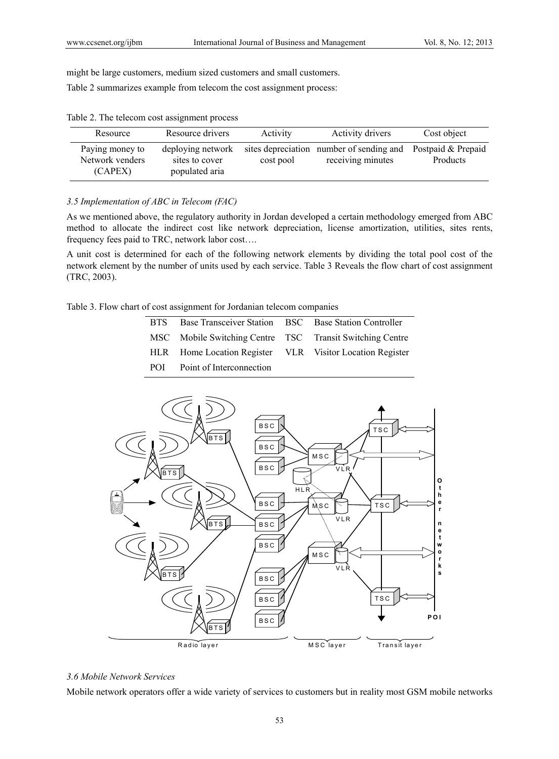might be large customers, medium sized customers and small customers.

Table 2 summarizes example from telecom the cost assignment process:

Table 2. The telecom cost assignment process

| Resource | Resource drivers | Activity | Activity drivers | Cost object |
|---|---|---|---|---|
| Paying money to Network venders (CAPEX) | deploying network sites to cover populated aria | sites depreciation cost pool | number of sending and receiving minutes | Postpaid & Prepaid Products |

### 3.5 Implementation of ABC in Telecom (FAC)

As we mentioned above, the regulatory authority in Jordan developed a certain methodology emerged from ABC method to allocate the indirect cost like network depreciation, license amortization, utilities, sites rents, frequency fees paid to TRC, network labor cost….

A unit cost is determined for each of the following network elements by dividing the total pool cost of the network element by the number of units used by each service. Table 3 Reveals the flow chart of cost assignment (TRC, 2003).

Table 3. Flow chart of cost assignment for Jordanian telecom companies

| | | | |
|---|---|---|---|
| BTS | Base Transceiver Station | BSC | Base Station Controller |
| MSC | Mobile Switching Centre | TSC | Transit Switching Centre |
| HLR | Home Location Register | VLR | Visitor Location Register |
| POI | Point of Interconnection | | |

### 3.6 Mobile Network Services

Mobile network operators offer a wide variety of services to customers but in reality most GSM mobile networks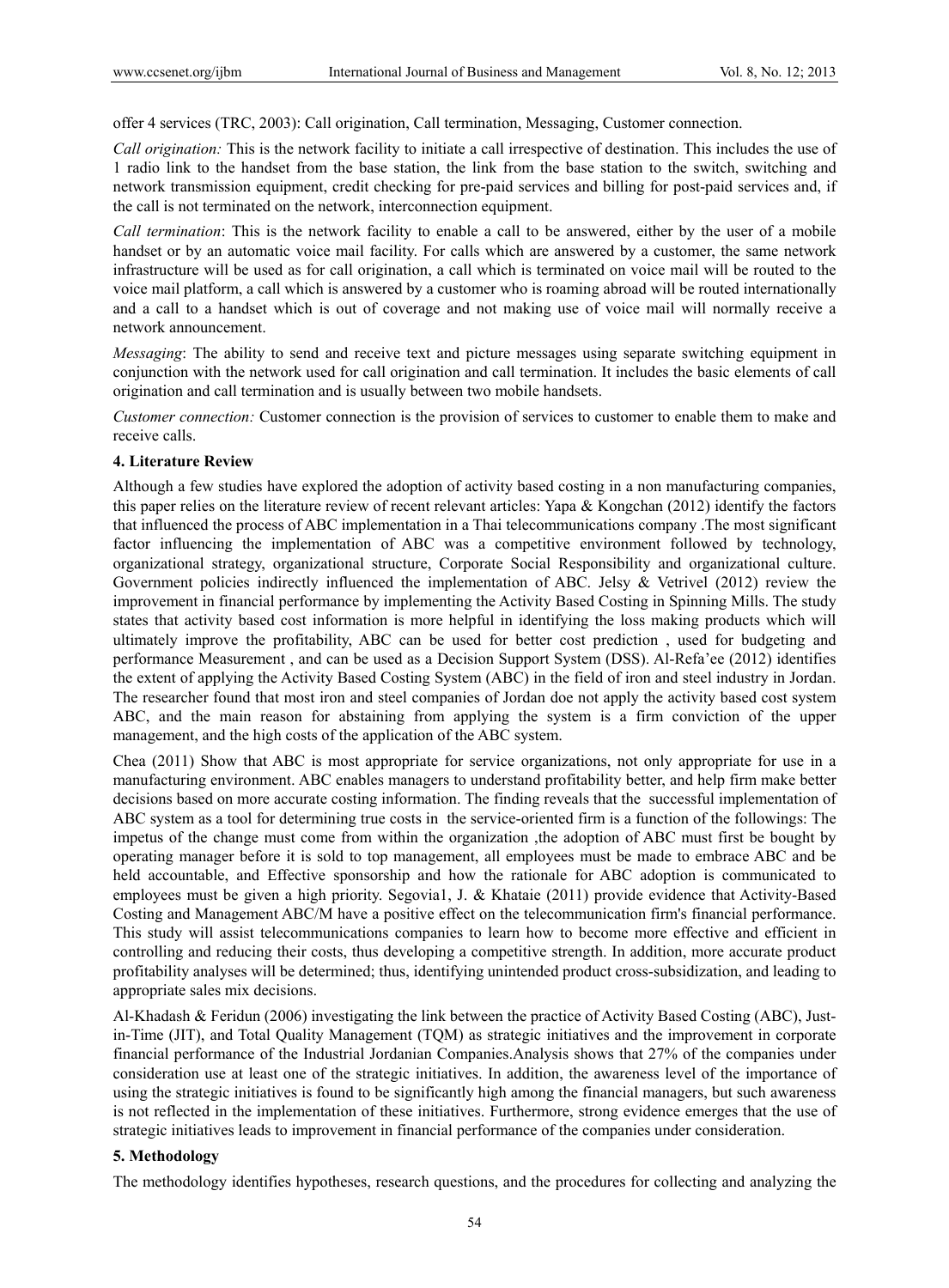offer 4 services (TRC, 2003): Call origination, Call termination, Messaging, Customer connection.

*Call origination:* This is the network facility to initiate a call irrespective of destination. This includes the use of 1 radio link to the handset from the base station, the link from the base station to the switch, switching and network transmission equipment, credit checking for pre-paid services and billing for post-paid services and, if the call is not terminated on the network, interconnection equipment.

*Call termination*: This is the network facility to enable a call to be answered, either by the user of a mobile handset or by an automatic voice mail facility. For calls which are answered by a customer, the same network infrastructure will be used as for call origination, a call which is terminated on voice mail will be routed to the voice mail platform, a call which is answered by a customer who is roaming abroad will be routed internationally and a call to a handset which is out of coverage and not making use of voice mail will normally receive a network announcement.

*Messaging*: The ability to send and receive text and picture messages using separate switching equipment in conjunction with the network used for call origination and call termination. It includes the basic elements of call origination and call termination and is usually between two mobile handsets.

*Customer connection:* Customer connection is the provision of services to customer to enable them to make and receive calls.

## 4. Literature Review

Although a few studies have explored the adoption of activity based costing in a non manufacturing companies, this paper relies on the literature review of recent relevant articles: Yapa & Kongchan (2012) identify the factors that influenced the process of ABC implementation in a Thai telecommunications company .The most significant factor influencing the implementation of ABC was a competitive environment followed by technology, organizational strategy, organizational structure, Corporate Social Responsibility and organizational culture. Government policies indirectly influenced the implementation of ABC. Jelsy & Vetrivel (2012) review the improvement in financial performance by implementing the Activity Based Costing in Spinning Mills. The study states that activity based cost information is more helpful in identifying the loss making products which will ultimately improve the profitability, ABC can be used for better cost prediction , used for budgeting and performance Measurement , and can be used as a Decision Support System (DSS). Al-Refa'ee (2012) identifies the extent of applying the Activity Based Costing System (ABC) in the field of iron and steel industry in Jordan. The researcher found that most iron and steel companies of Jordan doe not apply the activity based cost system ABC, and the main reason for abstaining from applying the system is a firm conviction of the upper management, and the high costs of the application of the ABC system.

Chea (2011) Show that ABC is most appropriate for service organizations, not only appropriate for use in a manufacturing environment. ABC enables managers to understand profitability better, and help firm make better decisions based on more accurate costing information. The finding reveals that the successful implementation of ABC system as a tool for determining true costs in the service-oriented firm is a function of the followings: The impetus of the change must come from within the organization ,the adoption of ABC must first be bought by operating manager before it is sold to top management, all employees must be made to embrace ABC and be held accountable, and Effective sponsorship and how the rationale for ABC adoption is communicated to employees must be given a high priority. Segovia1, J. & Khataie (2011) provide evidence that Activity-Based Costing and Management ABC/M have a positive effect on the telecommunication firm's financial performance. This study will assist telecommunications companies to learn how to become more effective and efficient in controlling and reducing their costs, thus developing a competitive strength. In addition, more accurate product profitability analyses will be determined; thus, identifying unintended product cross-subsidization, and leading to appropriate sales mix decisions.

Al-Khadash & Feridun (2006) investigating the link between the practice of Activity Based Costing (ABC), Just-in-Time (JIT), and Total Quality Management (TQM) as strategic initiatives and the improvement in corporate financial performance of the Industrial Jordanian Companies.Analysis shows that 27% of the companies under consideration use at least one of the strategic initiatives. In addition, the awareness level of the importance of using the strategic initiatives is found to be significantly high among the financial managers, but such awareness is not reflected in the implementation of these initiatives. Furthermore, strong evidence emerges that the use of strategic initiatives leads to improvement in financial performance of the companies under consideration.

## 5. Methodology

The methodology identifies hypotheses, research questions, and the procedures for collecting and analyzing the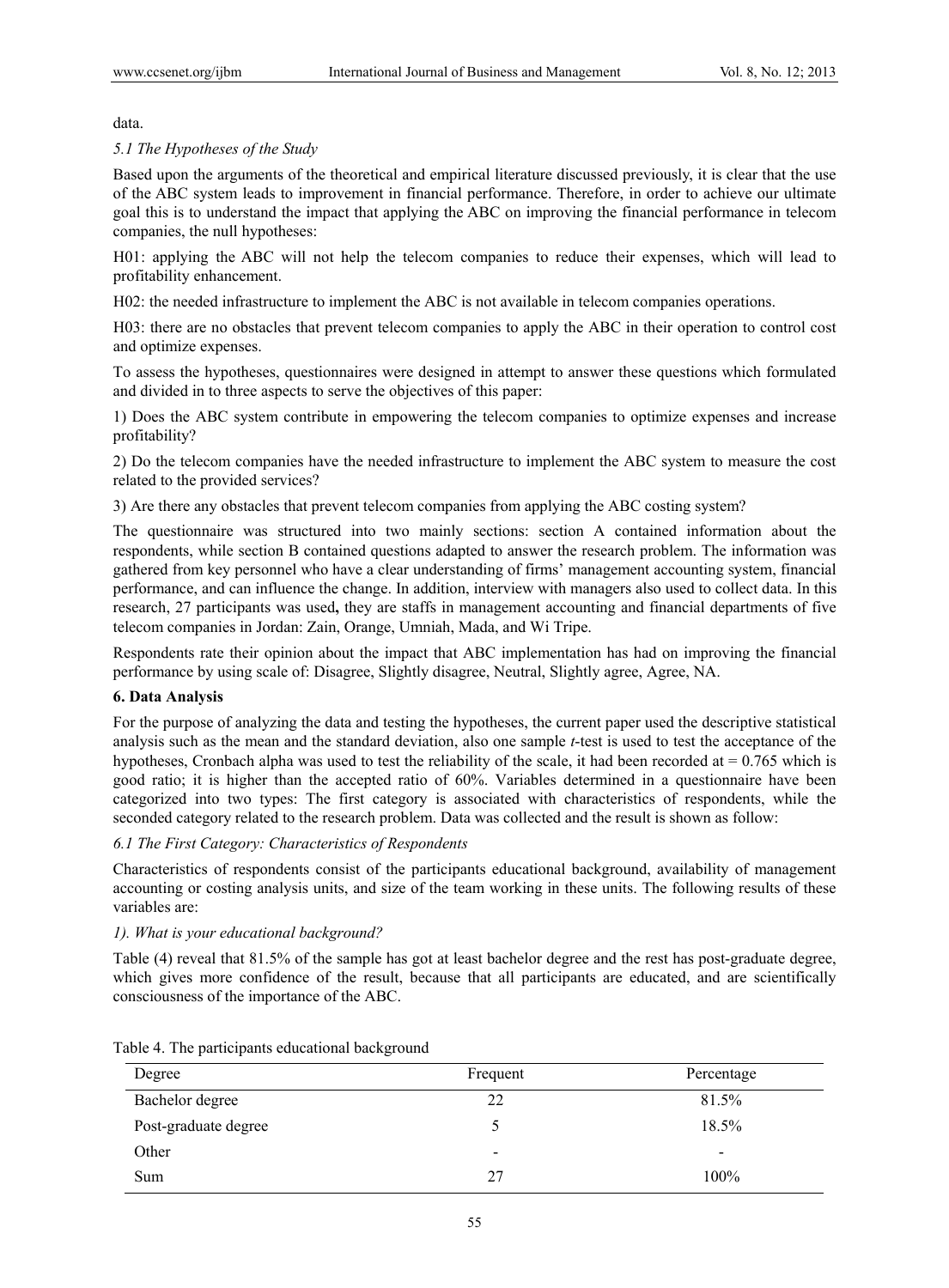data.

*5.1 The Hypotheses of the Study*

Based upon the arguments of the theoretical and empirical literature discussed previously, it is clear that the use of the ABC system leads to improvement in financial performance. Therefore, in order to achieve our ultimate goal this is to understand the impact that applying the ABC on improving the financial performance in telecom companies, the null hypotheses:

H01: applying the ABC will not help the telecom companies to reduce their expenses, which will lead to profitability enhancement.

H02: the needed infrastructure to implement the ABC is not available in telecom companies operations.

H03: there are no obstacles that prevent telecom companies to apply the ABC in their operation to control cost and optimize expenses.

To assess the hypotheses, questionnaires were designed in attempt to answer these questions which formulated and divided in to three aspects to serve the objectives of this paper:

1) Does the ABC system contribute in empowering the telecom companies to optimize expenses and increase profitability?

2) Do the telecom companies have the needed infrastructure to implement the ABC system to measure the cost related to the provided services?

3) Are there any obstacles that prevent telecom companies from applying the ABC costing system?

The questionnaire was structured into two mainly sections: section A contained information about the respondents, while section B contained questions adapted to answer the research problem. The information was gathered from key personnel who have a clear understanding of firms' management accounting system, financial performance, and can influence the change. In addition, interview with managers also used to collect data. In this research, 27 participants was used**,** they are staffs in management accounting and financial departments of five telecom companies in Jordan: Zain, Orange, Umniah, Mada, and Wi Tripe.

Respondents rate their opinion about the impact that ABC implementation has had on improving the financial performance by using scale of: Disagree, Slightly disagree, Neutral, Slightly agree, Agree, NA.

## 6. Data Analysis

For the purpose of analyzing the data and testing the hypotheses, the current paper used the descriptive statistical analysis such as the mean and the standard deviation, also one sample *t*-test is used to test the acceptance of the hypotheses, Cronbach alpha was used to test the reliability of the scale, it had been recorded at = 0.765 which is good ratio; it is higher than the accepted ratio of 60%. Variables determined in a questionnaire have been categorized into two types: The first category is associated with characteristics of respondents, while the seconded category related to the research problem. Data was collected and the result is shown as follow:

*6.1 The First Category: Characteristics of Respondents*

Characteristics of respondents consist of the participants educational background, availability of management accounting or costing analysis units, and size of the team working in these units. The following results of these variables are:

*1). What is your educational background?*

Table (4) reveal that 81.5% of the sample has got at least bachelor degree and the rest has post-graduate degree, which gives more confidence of the result, because that all participants are educated, and are scientifically consciousness of the importance of the ABC.

Table 4. The participants educational background

| Degree | Frequent | Percentage |
|---|---|---|
| Bachelor degree | 22 | 81.5% |
| Post-graduate degree | 5 | 18.5% |
| Other | - | - |
| Sum | 27 | 100% |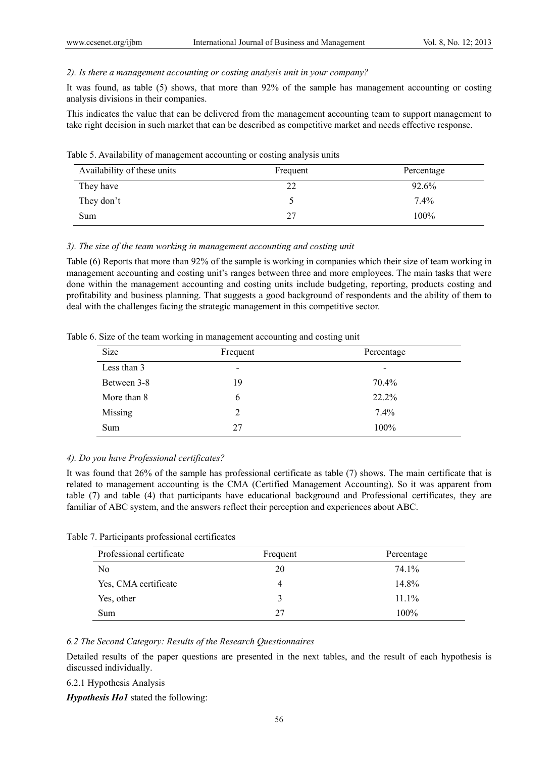*2). Is there a management accounting or costing analysis unit in your company?*

It was found, as table (5) shows, that more than 92% of the sample has management accounting or costing analysis divisions in their companies.

This indicates the value that can be delivered from the management accounting team to support management to take right decision in such market that can be described as competitive market and needs effective response.

Table 5. Availability of management accounting or costing analysis units

| Availability of these units | Frequent | Percentage |
|---|---|---|
| They have | 22 | 92.6% |
| They don't | 5 | 7.4% |
| Sum | 27 | 100% |

*3). The size of the team working in management accounting and costing unit*

Table (6) Reports that more than 92% of the sample is working in companies which their size of team working in management accounting and costing unit's ranges between three and more employees. The main tasks that were done within the management accounting and costing units include budgeting, reporting, products costing and profitability and business planning. That suggests a good background of respondents and the ability of them to deal with the challenges facing the strategic management in this competitive sector.

Table 6. Size of the team working in management accounting and costing unit

| Size | Frequent | Percentage |
|---|---|---|
| Less than 3 | - | - |
| Between 3-8 | 19 | 70.4% |
| More than 8 | 6 | 22.2% |
| Missing | 2 | 7.4% |
| Sum | 27 | 100% |

*4). Do you have Professional certificates?*

It was found that 26% of the sample has professional certificate as table (7) shows. The main certificate that is related to management accounting is the CMA (Certified Management Accounting). So it was apparent from table (7) and table (4) that participants have educational background and Professional certificates, they are familiar of ABC system, and the answers reflect their perception and experiences about ABC.

Table 7. Participants professional certificates

| Professional certificate | Frequent | Percentage |
|---|---|---|
| No | 20 | 74.1% |
| Yes, CMA certificate | 4 | 14.8% |
| Yes, other | 3 | 11.1% |
| Sum | 27 | 100% |

### *6.2 The Second Category: Results of the Research Questionnaires*

Detailed results of the paper questions are presented in the next tables, and the result of each hypothesis is discussed individually.

#### 6.2.1 Hypothesis Analysis

***Hypothesis Ho1*** stated the following: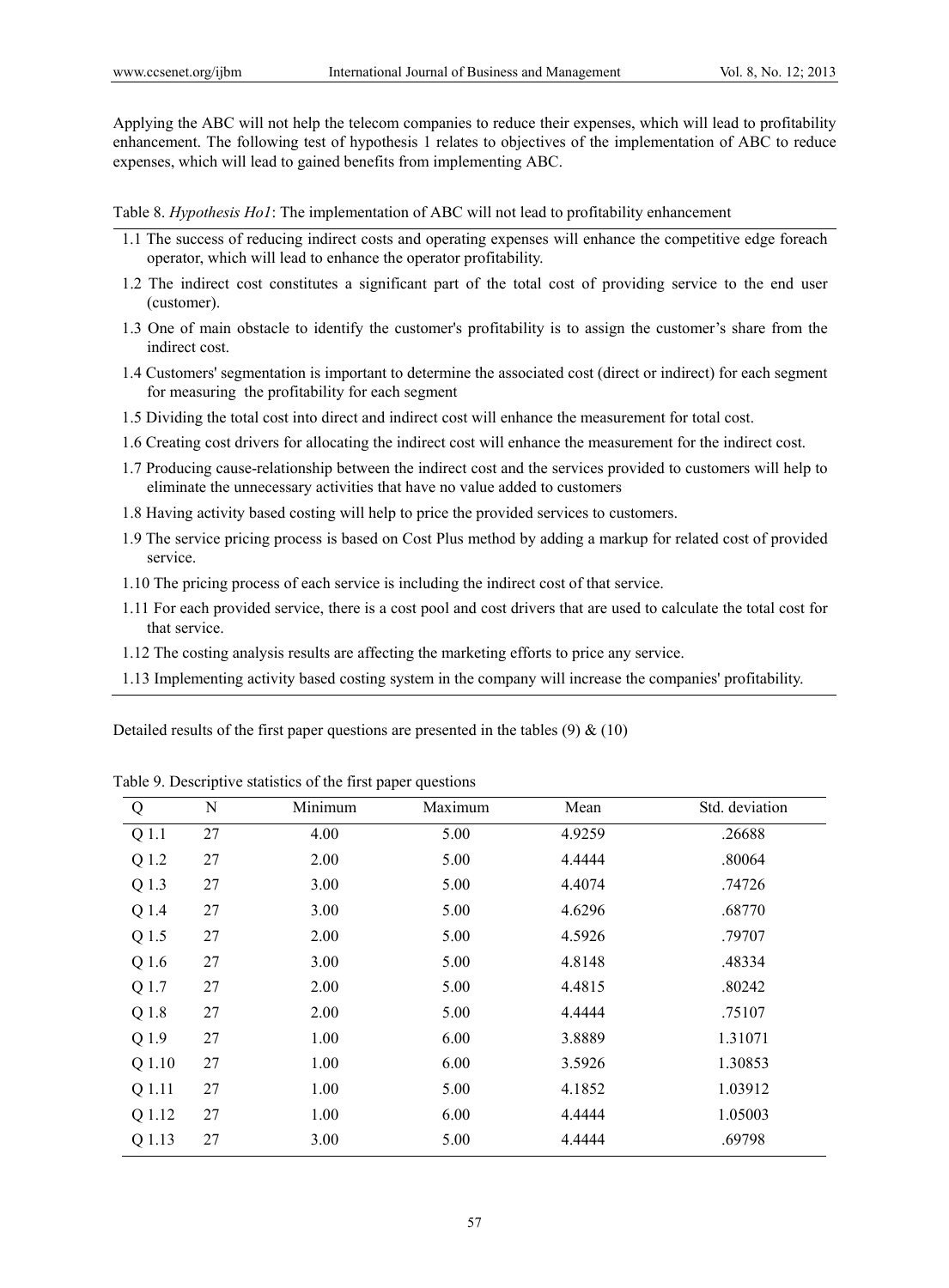Applying the ABC will not help the telecom companies to reduce their expenses, which will lead to profitability enhancement. The following test of hypothesis 1 relates to objectives of the implementation of ABC to reduce expenses, which will lead to gained benefits from implementing ABC.

Table 8. *Hypothesis Ho1*: The implementation of ABC will not lead to profitability enhancement

1.1 The success of reducing indirect costs and operating expenses will enhance the competitive edge foreach operator, which will lead to enhance the operator profitability.

1.2 The indirect cost constitutes a significant part of the total cost of providing service to the end user (customer).

1.3 One of main obstacle to identify the customer's profitability is to assign the customer's share from the indirect cost.

1.4 Customers' segmentation is important to determine the associated cost (direct or indirect) for each segment for measuring the profitability for each segment

1.5 Dividing the total cost into direct and indirect cost will enhance the measurement for total cost.

1.6 Creating cost drivers for allocating the indirect cost will enhance the measurement for the indirect cost.

1.7 Producing cause-relationship between the indirect cost and the services provided to customers will help to eliminate the unnecessary activities that have no value added to customers

1.8 Having activity based costing will help to price the provided services to customers.

1.9 The service pricing process is based on Cost Plus method by adding a markup for related cost of provided service.

1.10 The pricing process of each service is including the indirect cost of that service.

1.11 For each provided service, there is a cost pool and cost drivers that are used to calculate the total cost for that service.

1.12 The costing analysis results are affecting the marketing efforts to price any service.

1.13 Implementing activity based costing system in the company will increase the companies' profitability.

Detailed results of the first paper questions are presented in the tables (9) & (10)

Table 9. Descriptive statistics of the first paper questions

| Q | N | Minimum | Maximum | Mean | Std. deviation |
|---|---|---|---|---|---|
| Q 1.1 | 27 | 4.00 | 5.00 | 4.9259 | .26688 |
| Q 1.2 | 27 | 2.00 | 5.00 | 4.4444 | .80064 |
| Q 1.3 | 27 | 3.00 | 5.00 | 4.4074 | .74726 |
| Q 1.4 | 27 | 3.00 | 5.00 | 4.6296 | .68770 |
| Q 1.5 | 27 | 2.00 | 5.00 | 4.5926 | .79707 |
| Q 1.6 | 27 | 3.00 | 5.00 | 4.8148 | .48334 |
| Q 1.7 | 27 | 2.00 | 5.00 | 4.4815 | .80242 |
| Q 1.8 | 27 | 2.00 | 5.00 | 4.4444 | .75107 |
| Q 1.9 | 27 | 1.00 | 6.00 | 3.8889 | 1.31071 |
| Q 1.10 | 27 | 1.00 | 6.00 | 3.5926 | 1.30853 |
| Q 1.11 | 27 | 1.00 | 5.00 | 4.1852 | 1.03912 |
| Q 1.12 | 27 | 1.00 | 6.00 | 4.4444 | 1.05003 |
| Q 1.13 | 27 | 3.00 | 5.00 | 4.4444 | .69798 |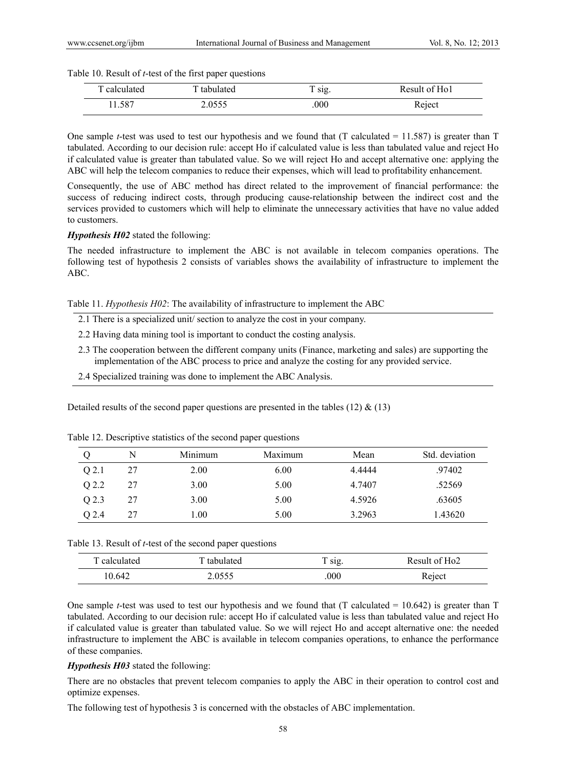Table 10. Result of *t*-test of the first paper questions

| T calculated | T tabulated | T sig. | Result of Ho1 |
|---|---|---|---|
| 11.587 | 2.0555 | .000 | Reject |

One sample *t*-test was used to test our hypothesis and we found that (T calculated = 11.587) is greater than T tabulated. According to our decision rule: accept Ho if calculated value is less than tabulated value and reject Ho if calculated value is greater than tabulated value. So we will reject Ho and accept alternative one: applying the ABC will help the telecom companies to reduce their expenses, which will lead to profitability enhancement.

Consequently, the use of ABC method has direct related to the improvement of financial performance: the success of reducing indirect costs, through producing cause-relationship between the indirect cost and the services provided to customers which will help to eliminate the unnecessary activities that have no value added to customers.

***Hypothesis H02*** stated the following:

The needed infrastructure to implement the ABC is not available in telecom companies operations. The following test of hypothesis 2 consists of variables shows the availability of infrastructure to implement the ABC.

Table 11. *Hypothesis H02*: The availability of infrastructure to implement the ABC

| |
|---|
| 2.1 There is a specialized unit/ section to analyze the cost in your company. |
| 2.2 Having data mining tool is important to conduct the costing analysis. |
| 2.3 The cooperation between the different company units (Finance, marketing and sales) are supporting the implementation of the ABC process to price and analyze the costing for any provided service. |
| 2.4 Specialized training was done to implement the ABC Analysis. |

Detailed results of the second paper questions are presented in the tables (12) & (13)

Table 12. Descriptive statistics of the second paper questions

| Q | N | Minimum | Maximum | Mean | Std. deviation |
|---|---|---|---|---|---|
| Q 2.1 | 27 | 2.00 | 6.00 | 4.4444 | .97402 |
| Q 2.2 | 27 | 3.00 | 5.00 | 4.7407 | .52569 |
| Q 2.3 | 27 | 3.00 | 5.00 | 4.5926 | .63605 |
| Q 2.4 | 27 | 1.00 | 5.00 | 3.2963 | 1.43620 |

Table 13. Result of *t*-test of the second paper questions

| T calculated | T tabulated | T sig. | Result of Ho2 |
|---|---|---|---|
| 10.642 | 2.0555 | .000 | Reject |

One sample *t*-test was used to test our hypothesis and we found that (T calculated = 10.642) is greater than T tabulated. According to our decision rule: accept Ho if calculated value is less than tabulated value and reject Ho if calculated value is greater than tabulated value. So we will reject Ho and accept alternative one: the needed infrastructure to implement the ABC is available in telecom companies operations, to enhance the performance of these companies.

***Hypothesis H03*** stated the following:

There are no obstacles that prevent telecom companies to apply the ABC in their operation to control cost and optimize expenses.

The following test of hypothesis 3 is concerned with the obstacles of ABC implementation.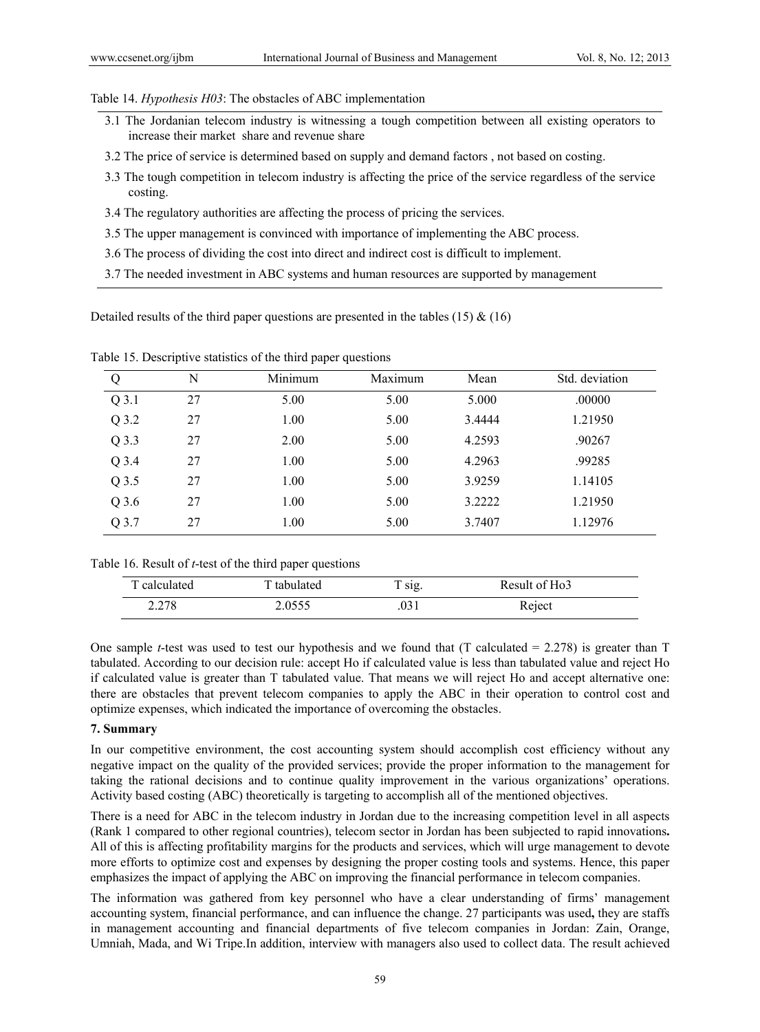Table 14. *Hypothesis H03*: The obstacles of ABC implementation

3.1 The Jordanian telecom industry is witnessing a tough competition between all existing operators to increase their market share and revenue share

3.2 The price of service is determined based on supply and demand factors , not based on costing.

3.3 The tough competition in telecom industry is affecting the price of the service regardless of the service costing.

3.4 The regulatory authorities are affecting the process of pricing the services.

3.5 The upper management is convinced with importance of implementing the ABC process.

3.6 The process of dividing the cost into direct and indirect cost is difficult to implement.

3.7 The needed investment in ABC systems and human resources are supported by management

Detailed results of the third paper questions are presented in the tables (15) & (16)

Table 15. Descriptive statistics of the third paper questions

| Q | N | Minimum | Maximum | Mean | Std. deviation |
|---|---|---|---|---|---|
| Q 3.1 | 27 | 5.00 | 5.00 | 5.000 | .00000 |
| Q 3.2 | 27 | 1.00 | 5.00 | 3.4444 | 1.21950 |
| Q 3.3 | 27 | 2.00 | 5.00 | 4.2593 | .90267 |
| Q 3.4 | 27 | 1.00 | 5.00 | 4.2963 | .99285 |
| Q 3.5 | 27 | 1.00 | 5.00 | 3.9259 | 1.14105 |
| Q 3.6 | 27 | 1.00 | 5.00 | 3.2222 | 1.21950 |
| Q 3.7 | 27 | 1.00 | 5.00 | 3.7407 | 1.12976 |

Table 16. Result of *t*-test of the third paper questions

| T calculated | T tabulated | T sig. | Result of Ho3 |
|---|---|---|---|
| 2.278 | 2.0555 | .031 | Reject |

One sample *t*-test was used to test our hypothesis and we found that (T calculated = 2.278) is greater than T tabulated. According to our decision rule: accept Ho if calculated value is less than tabulated value and reject Ho if calculated value is greater than T tabulated value. That means we will reject Ho and accept alternative one: there are obstacles that prevent telecom companies to apply the ABC in their operation to control cost and optimize expenses, which indicated the importance of overcoming the obstacles.

## 7. Summary

In our competitive environment, the cost accounting system should accomplish cost efficiency without any negative impact on the quality of the provided services; provide the proper information to the management for taking the rational decisions and to continue quality improvement in the various organizations' operations. Activity based costing (ABC) theoretically is targeting to accomplish all of the mentioned objectives.

There is a need for ABC in the telecom industry in Jordan due to the increasing competition level in all aspects (Rank 1 compared to other regional countries), telecom sector in Jordan has been subjected to rapid innovations**.** All of this is affecting profitability margins for the products and services, which will urge management to devote more efforts to optimize cost and expenses by designing the proper costing tools and systems. Hence, this paper emphasizes the impact of applying the ABC on improving the financial performance in telecom companies.

The information was gathered from key personnel who have a clear understanding of firms' management accounting system, financial performance, and can influence the change. 27 participants was used**,** they are staffs in management accounting and financial departments of five telecom companies in Jordan: Zain, Orange, Umniah, Mada, and Wi Tripe.In addition, interview with managers also used to collect data. The result achieved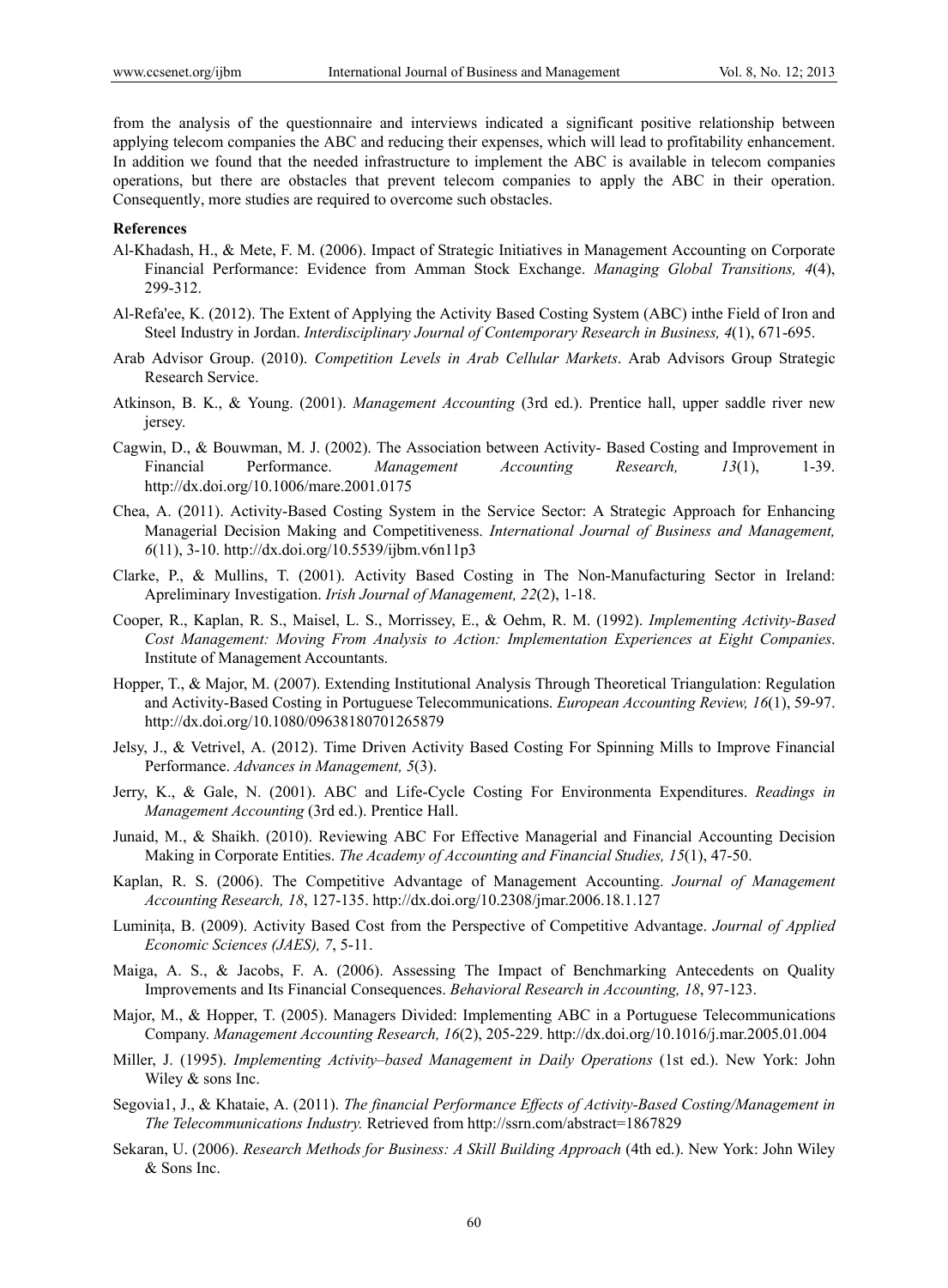from the analysis of the questionnaire and interviews indicated a significant positive relationship between applying telecom companies the ABC and reducing their expenses, which will lead to profitability enhancement. In addition we found that the needed infrastructure to implement the ABC is available in telecom companies operations, but there are obstacles that prevent telecom companies to apply the ABC in their operation. Consequently, more studies are required to overcome such obstacles.

## References

Al-Khadash, H., & Mete, F. M. (2006). Impact of Strategic Initiatives in Management Accounting on Corporate Financial Performance: Evidence from Amman Stock Exchange. *Managing Global Transitions, 4*(4), 299-312.

Al-Refa'ee, K. (2012). The Extent of Applying the Activity Based Costing System (ABC) inthe Field of Iron and Steel Industry in Jordan. *Interdisciplinary Journal of Contemporary Research in Business, 4*(1), 671-695.

Arab Advisor Group. (2010). *Competition Levels in Arab Cellular Markets*. Arab Advisors Group Strategic Research Service.

Atkinson, B. K., & Young. (2001). *Management Accounting* (3rd ed.). Prentice hall, upper saddle river new jersey.

Cagwin, D., & Bouwman, M. J. (2002). The Association between Activity- Based Costing and Improvement in Financial Performance. *Management Accounting Research, 13*(1), 1-39. http://dx.doi.org/10.1006/mare.2001.0175

Chea, A. (2011). Activity-Based Costing System in the Service Sector: A Strategic Approach for Enhancing Managerial Decision Making and Competitiveness. *International Journal of Business and Management, 6*(11), 3-10. http://dx.doi.org/10.5539/ijbm.v6n11p3

Clarke, P., & Mullins, T. (2001). Activity Based Costing in The Non-Manufacturing Sector in Ireland: Apreliminary Investigation. *Irish Journal of Management, 22*(2), 1-18.

Cooper, R., Kaplan, R. S., Maisel, L. S., Morrissey, E., & Oehm, R. M. (1992). *Implementing Activity-Based Cost Management: Moving From Analysis to Action: Implementation Experiences at Eight Companies*. Institute of Management Accountants.

Hopper, T., & Major, M. (2007). Extending Institutional Analysis Through Theoretical Triangulation: Regulation and Activity-Based Costing in Portuguese Telecommunications. *European Accounting Review, 16*(1), 59-97. http://dx.doi.org/10.1080/09638180701265879

Jelsy, J., & Vetrivel, A. (2012). Time Driven Activity Based Costing For Spinning Mills to Improve Financial Performance. *Advances in Management, 5*(3).

Jerry, K., & Gale, N. (2001). ABC and Life-Cycle Costing For Environmenta Expenditures. *Readings in Management Accounting* (3rd ed.). Prentice Hall.

Junaid, M., & Shaikh. (2010). Reviewing ABC For Effective Managerial and Financial Accounting Decision Making in Corporate Entities. *The Academy of Accounting and Financial Studies, 15*(1), 47-50.

Kaplan, R. S. (2006). The Competitive Advantage of Management Accounting. *Journal of Management Accounting Research, 18*, 127-135. http://dx.doi.org/10.2308/jmar.2006.18.1.127

Luminița, B. (2009). Activity Based Cost from the Perspective of Competitive Advantage. *Journal of Applied Economic Sciences (JAES), 7*, 5-11.

Maiga, A. S., & Jacobs, F. A. (2006). Assessing The Impact of Benchmarking Antecedents on Quality Improvements and Its Financial Consequences. *Behavioral Research in Accounting, 18*, 97-123.

Major, M., & Hopper, T. (2005). Managers Divided: Implementing ABC in a Portuguese Telecommunications Company. *Management Accounting Research, 16*(2), 205-229. http://dx.doi.org/10.1016/j.mar.2005.01.004

Miller, J. (1995). *Implementing Activity–based Management in Daily Operations* (1st ed.). New York: John Wiley & sons Inc.

Segovia1, J., & Khataie, A. (2011). *The financial Performance Effects of Activity-Based Costing/Management in The Telecommunications Industry.* Retrieved from http://ssrn.com/abstract=1867829

Sekaran, U. (2006). *Research Methods for Business: A Skill Building Approach* (4th ed.). New York: John Wiley & Sons Inc.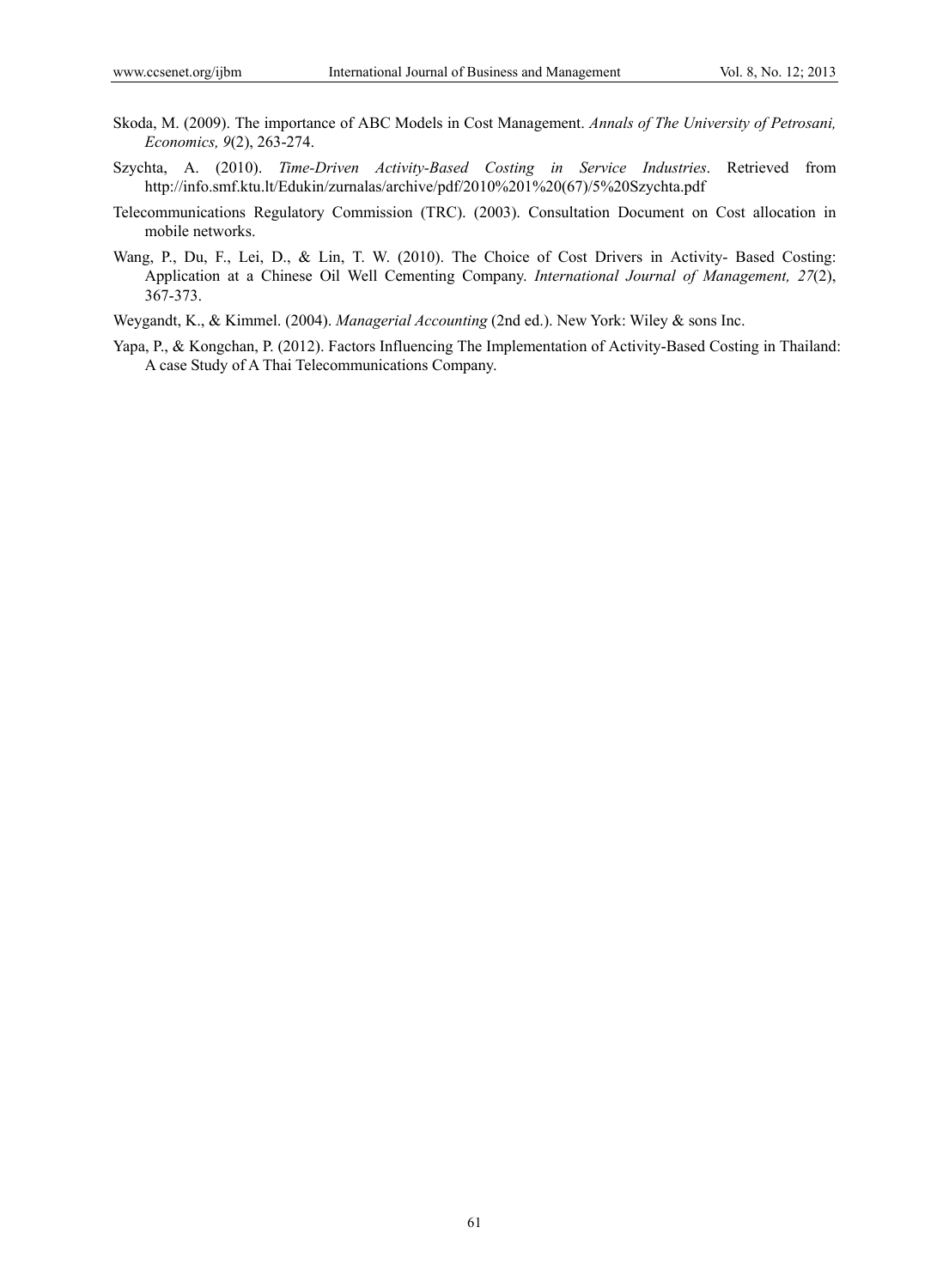Skoda, M. (2009). The importance of ABC Models in Cost Management. *Annals of The University of Petrosani, Economics, 9*(2), 263-274.

Szychta, A. (2010). *Time-Driven Activity-Based Costing in Service Industries*. Retrieved from http://info.smf.ktu.lt/Edukin/zurnalas/archive/pdf/2010%201%20(67)/5%20Szychta.pdf

Telecommunications Regulatory Commission (TRC). (2003). Consultation Document on Cost allocation in mobile networks.

Wang, P., Du, F., Lei, D., & Lin, T. W. (2010). The Choice of Cost Drivers in Activity- Based Costing: Application at a Chinese Oil Well Cementing Company. *International Journal of Management, 27*(2), 367-373.

Weygandt, K., & Kimmel. (2004). *Managerial Accounting* (2nd ed.). New York: Wiley & sons Inc.

Yapa, P., & Kongchan, P. (2012). Factors Influencing The Implementation of Activity-Based Costing in Thailand: A case Study of A Thai Telecommunications Company.